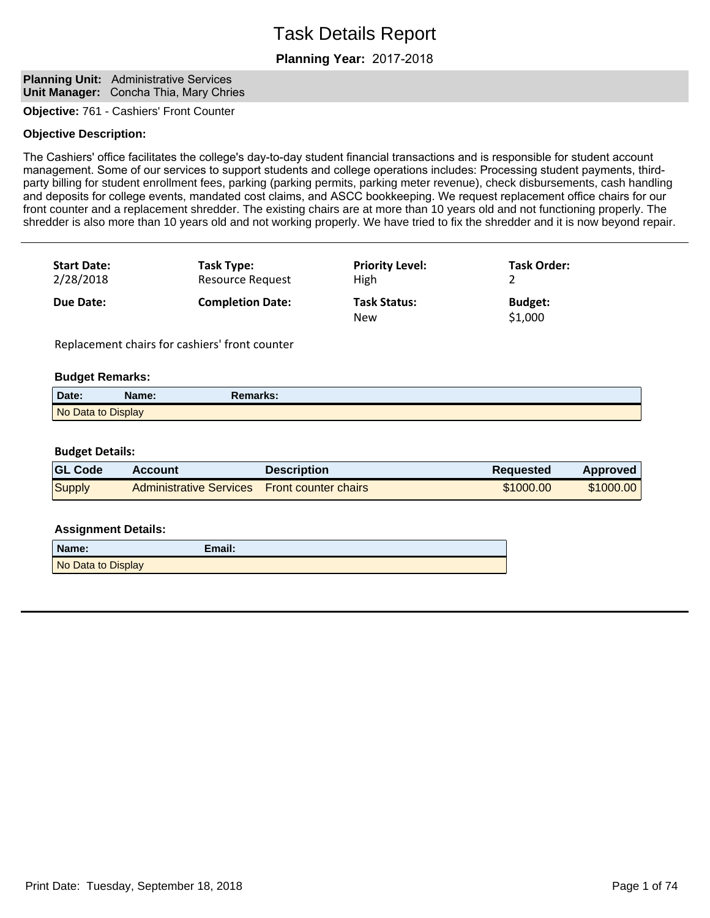# Task Details Report

**Planning Year:** 2017-2018

**Planning Unit:** Administrative Services
**Unit Manager:** Concha Thia, Mary Chries

**Objective:** 761 - Cashiers' Front Counter

**Objective Description:**

The Cashiers' office facilitates the college's day-to-day student financial transactions and is responsible for student account management. Some of our services to support students and college operations includes: Processing student payments, third-party billing for student enrollment fees, parking (parking permits, parking meter revenue), check disbursements, cash handling and deposits for college events, mandated cost claims, and ASCC bookkeeping. We request replacement office chairs for our front counter and a replacement shredder. The existing chairs are at more than 10 years old and not functioning properly. The shredder is also more than 10 years old and not working properly. We have tried to fix the shredder and it is now beyond repair.

---

| Start Date: | Task Type: | Priority Level: | Task Order: |
|---|---|---|---|
| 2/28/2018 | Resource Request | High | 2 |
| **Due Date:** | **Completion Date:** | **Task Status:** | **Budget:** |
| | | New | $1,000 |

Replacement chairs for cashiers' front counter

**Budget Remarks:**

| Date: | Name: | Remarks: |
|---|---|---|
| No Data to Display | | |

**Budget Details:**

| GL Code | Account | Description | Requested | Approved |
|---|---|---|---|---|
| Supply | Administrative Services | Front counter chairs | $1000.00 | $1000.00 |

**Assignment Details:**

| Name: | Email: |
|---|---|
| No Data to Display | |

Print Date: Tuesday, September 18, 2018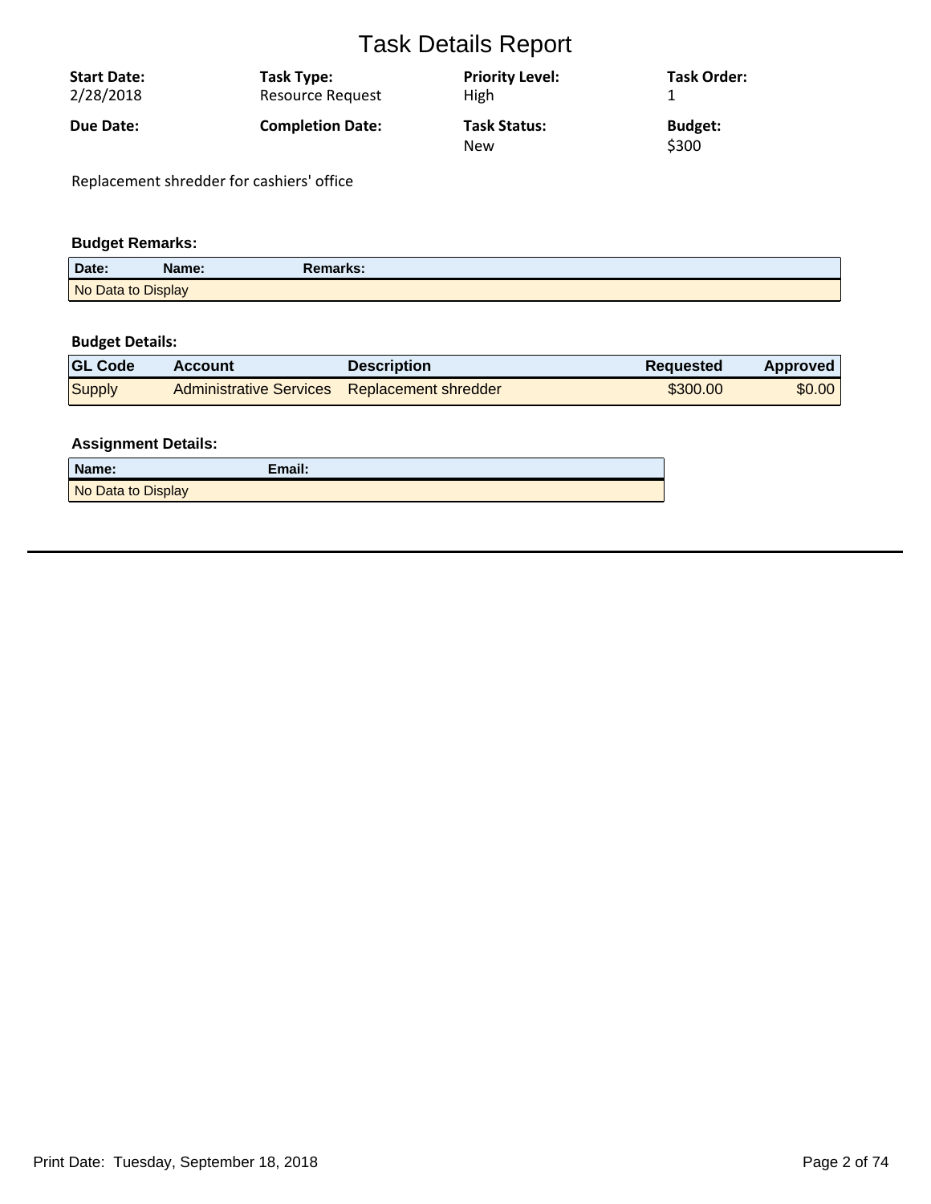# Task Details Report

| Start Date: | Task Type: | Priority Level: | Task Order: |
|---|---|---|---|
| 2/28/2018 | Resource Request | High | 1 |
| **Due Date:** | **Completion Date:** | **Task Status:** | **Budget:** |
| | | New | $300 |

Replacement shredder for cashiers' office

### Budget Remarks:

| Date: | Name: | Remarks: |
|---|---|---|
| No Data to Display | | |

### Budget Details:

| GL Code | Account | Description | Requested | Approved |
|---|---|---|---|---|
| Supply | Administrative Services | Replacement shredder | $300.00 | $0.00 |

### Assignment Details:

| Name: | Email: |
|---|---|
| No Data to Display | |

Print Date: Tuesday, September 18, 2018